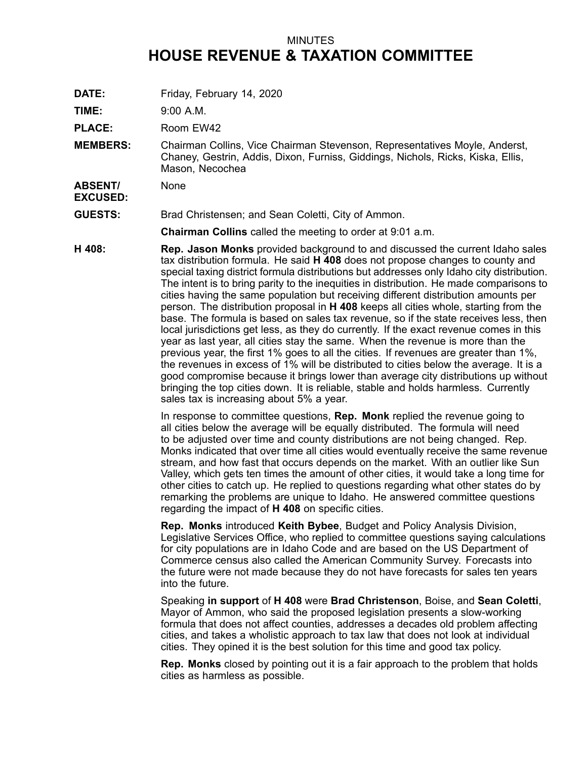MINUTES

# HOUSE REVENUE & TAXATION COMMITTEE

**DATE:** Friday, February 14, 2020

**TIME:** 9:00 A.M.

**PLACE:** Room EW42

**MEMBERS:** Chairman Collins, Vice Chairman Stevenson, Representatives Moyle, Anderst, Chaney, Gestrin, Addis, Dixon, Furniss, Giddings, Nichols, Ricks, Kiska, Ellis, Mason, Necochea

**ABSENT/ EXCUSED:** None

**GUESTS:** Brad Christensen; and Sean Coletti, City of Ammon.

**Chairman Collins** called the meeting to order at 9:01 a.m.

**H 408:** **Rep. Jason Monks** provided background to and discussed the current Idaho sales tax distribution formula. He said **H 408** does not propose changes to county and special taxing district formula distributions but addresses only Idaho city distribution. The intent is to bring parity to the inequities in distribution. He made comparisons to cities having the same population but receiving different distribution amounts per person. The distribution proposal in **H 408** keeps all cities whole, starting from the base. The formula is based on sales tax revenue, so if the state receives less, then local jurisdictions get less, as they do currently. If the exact revenue comes in this year as last year, all cities stay the same. When the revenue is more than the previous year, the first 1% goes to all the cities. If revenues are greater than 1%, the revenues in excess of 1% will be distributed to cities below the average. It is a good compromise because it brings lower than average city distributions up without bringing the top cities down. It is reliable, stable and holds harmless. Currently sales tax is increasing about 5% a year.

In response to committee questions, **Rep. Monk** replied the revenue going to all cities below the average will be equally distributed. The formula will need to be adjusted over time and county distributions are not being changed. Rep. Monks indicated that over time all cities would eventually receive the same revenue stream, and how fast that occurs depends on the market. With an outlier like Sun Valley, which gets ten times the amount of other cities, it would take a long time for other cities to catch up. He replied to questions regarding what other states do by remarking the problems are unique to Idaho. He answered committee questions regarding the impact of **H 408** on specific cities.

**Rep. Monks** introduced **Keith Bybee**, Budget and Policy Analysis Division, Legislative Services Office, who replied to committee questions saying calculations for city populations are in Idaho Code and are based on the US Department of Commerce census also called the American Community Survey. Forecasts into the future were not made because they do not have forecasts for sales ten years into the future.

Speaking **in support** of **H 408** were **Brad Christenson**, Boise, and **Sean Coletti**, Mayor of Ammon, who said the proposed legislation presents a slow-working formula that does not affect counties, addresses a decades old problem affecting cities, and takes a wholistic approach to tax law that does not look at individual cities. They opined it is the best solution for this time and good tax policy.

**Rep. Monks** closed by pointing out it is a fair approach to the problem that holds cities as harmless as possible.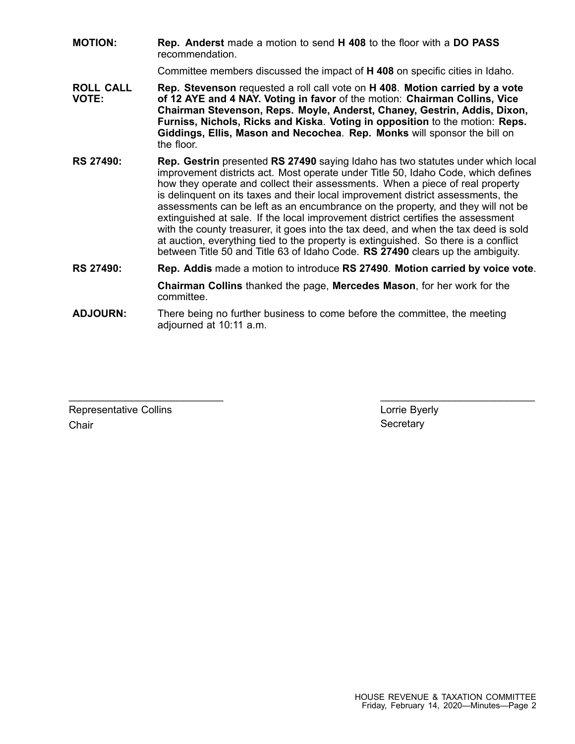**MOTION:** **Rep. Anderst** made a motion to send **H 408** to the floor with a **DO PASS** recommendation.

Committee members discussed the impact of **H 408** on specific cities in Idaho.

**ROLL CALL VOTE:** **Rep. Stevenson** requested a roll call vote on **H 408**. **Motion carried by a vote of 12 AYE and 4 NAY. Voting in favor** of the motion: **Chairman Collins, Vice Chairman Stevenson, Reps. Moyle, Anderst, Chaney, Gestrin, Addis, Dixon, Furniss, Nichols, Ricks and Kiska**. **Voting in opposition** to the motion: **Reps. Giddings, Ellis, Mason and Necochea**. **Rep. Monks** will sponsor the bill on the floor.

**RS 27490:** **Rep. Gestrin** presented **RS 27490** saying Idaho has two statutes under which local improvement districts act. Most operate under Title 50, Idaho Code, which defines how they operate and collect their assessments. When a piece of real property is delinquent on its taxes and their local improvement district assessments, the assessments can be left as an encumbrance on the property, and they will not be extinguished at sale. If the local improvement district certifies the assessment with the county treasurer, it goes into the tax deed, and when the tax deed is sold at auction, everything tied to the property is extinguished. So there is a conflict between Title 50 and Title 63 of Idaho Code. **RS 27490** clears up the ambiguity.

**RS 27490:** **Rep. Addis** made a motion to introduce **RS 27490**. **Motion carried by voice vote**.

**Chairman Collins** thanked the page, **Mercedes Mason**, for her work for the committee.

**ADJOURN:** There being no further business to come before the committee, the meeting adjourned at 10:11 a.m.

___________________________ ___________________________

Representative Collins Lorrie Byerly

Chair Secretary